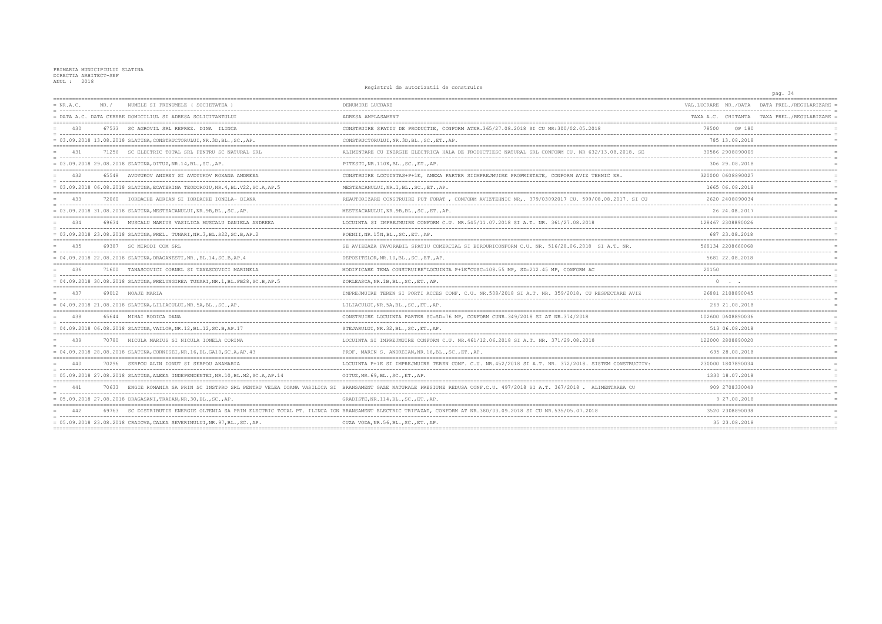PRIMARIA MUNICIPIULUI SLATINA
DIRECTIA ARHITECT-SEF
ANUL : 2018

Registrul de autorizatii de construire

| NR.A.C. | NR./ | NUMELE SI PRENUMELE ( SOCIETATEA ) | DENUMIRE LUCRARE | VAL.LUCRARE | NR./DATA | DATA PREL./REGULARIZARE |
|---|---|---|---|---|---|---|
| DATA A.C. | DATA CERERE | DOMICILIUL SI ADRESA SOLICITANTULUI | ADRESA AMPLASAMENT | TAXA A.C. | CHITANTA | TAXA PREL./REGULARIZARE |
| 430 | 67533 | SC AGROVIL SRL REPREZ. DINA ILINCA | CONSTRUIRE SPATIU DE PRODUCTIE, CONFORM ATNR.365/27.08.2018 SI CU NR:300/02.05.2018 | 78500 | OP 180 | |
| 03.09.2018 | 13.08.2018 | SLATINA,CONSTRUCTORULUI,NR.3D,BL.,SC.,AP. | CONSTRUCTORULUI,NR.3D,BL.,SC.,ET.,AP. | 785 | 13.08.2018 | |
| 431 | 71256 | SC ELECTRIC TOTAL SRL PENTRU SC NATURAL SRL | ALIMENTARE CU ENERGIE ELECTRICA HALA DE PRODUCTIESC NATURAL SRL CONFORM CU. NR 632/13.08.2018. SE | 30586 | 2908890009 | |
| 03.09.2018 | 29.08.2018 | SLATINA,OITUZ,NR.14,BL.,SC.,AP. | PITESTI,NR.110K,BL.,SC.,ET.,AP. | 306 | 29.08.2018 | |
| 432 | 65548 | AVDYUKOV ANDREY SI AVDYUKOV ROXANA ANDREEA | CONSTRUIRE LOCUINTAS+P+1E, ANEXA PARTER SIIMPREJMUIRE PROPRIETATE, CONFORM AVIZ TEHNIC NR. | 320000 | 0608890027 | |
| 03.09.2018 | 06.08.2018 | SLATINA,ECATERINA TEODOROIU,NR.4,BL.V22,SC.A,AP.5 | MESTEACANULUI,NR.1,BL.,SC.,ET.,AP. | 1665 | 06.08.2018 | |
| 433 | 72060 | IORDACHE ADRIAN SI IORDACHE IONELA- DIANA | REAUTORIZARE CONSTRUIRE PUT FORAT , CONFORM AVIZTEHNIC NR,. 379/03092017 CU. 599/08.08.2017. SI CU | 2620 | 2408890034 | |
| 03.09.2018 | 31.08.2018 | SLATINA,MESTEACANULUI,NR.9B,BL.,SC.,AP. | MESTEACANULUI,NR.9B,BL.,SC.,ET.,AP. | 26 | 24.08.2017 | |
| 434 | 69634 | MUSCALU MARIUS VASILICA MUSCALU DANIELA ANDREEA | LOCUINTA SI IMPREJMUIRE CONFORM C.U. NR.545/11.07.2018 SI A.T. NR. 361/27.08.2018 | 128467 | 2308890026 | |
| 03.09.2018 | 23.08.2018 | SLATINA,PREL. TUNARI,NR.3,BL.S22,SC.B,AP.2 | POENII,NR.15N,BL.,SC.,ET.,AP. | 687 | 23.08.2018 | |
| 435 | 69387 | SC MIRODI COM SRL | SE AVIZEAZA FAVORABIL SPATIU COMERCIAL SI BIROURICONFORM C.U. NR. 516/28.06.2018 SI A.T. NR. | 568134 | 2208660068 | |
| 04.09.2018 | 22.08.2018 | SLATINA,DRAGANESTI,NR.,BL.14,SC.B,AP.4 | DEPOZITELOR,NR.10,BL.,SC.,ET.,AP. | 5681 | 22.08.2018 | |
| 436 | 71600 | TANASCOVICI CORNEL SI TANASCOVICI MARINELA | MODIFICARE TEMA CONSTRUIRE"LOCUINTA P+1E"CUSC=108.55 MP, SD=212.45 MP, CONFORM AC | 20150 | | |
| 04.09.2018 | 30.08.2018 | SLATINA,PRELUNGIREA TUNARI,NR.1,BL.FB28,SC.B,AP.5 | ZORLEASCA,NR.1B,BL.,SC.,ET.,AP. | 0 | . . | |
| 437 | 69012 | NOAJE MARIA | IMPREJMUIRE TEREN SI PORTI ACCES CONF. C.U. NR.508/2018 SI A.T. NR. 359/2018, CU RESPECTARE AVIZ | 26881 | 2108890045 | |
| 04.09.2018 | 21.08.2018 | SLATINA,LILIACULUI,NR.5A,BL.,SC.,AP. | LILIACULUI,NR.5A,BL.,SC.,ET.,AP. | 269 | 21.08.2018 | |
| 438 | 65644 | MIHAI RODICA DANA | CONSTRUIRE LOCUINTA PARTER SC=SD=76 MP, CONFORM CUNR.349/2018 SI AT NR.374/2018 | 102600 | 0608890036 | |
| 04.09.2018 | 06.08.2018 | SLATINA,VAILOR,NR.12,BL.12,SC.B,AP.17 | STEJARULUI,NR.32,BL.,SC.,ET.,AP. | 513 | 06.08.2018 | |
| 439 | 70780 | NICULA MARIUS SI NICULA IONELA CORINA | LOCUINTA SI IMPREJMUIRE CONFORM C.U. NR.461/12.06.2018 SI A.T. NR. 371/29.08.2018 | 122000 | 2808890020 | |
| 04.09.2018 | 28.08.2018 | SLATINA,CORNISEI,NR.16,BL.GA10,SC.A,AP.43 | PROF. MARIN S. ANDREIAN,NR.16,BL.,SC.,ET.,AP. | 695 | 28.08.2018 | |
| 440 | 70296 | SERPOU ALIN IONUT SI SERPOU ANAMARIA | LOCUINTA P+1E SI IMPREJMUIRE TEREN CONF. C.U. NR.452/2018 SI A.T. NR. 372/2018. SISTEM CONSTRUCTIV: | 230000 | 1807890034 | |
| 05.09.2018 | 27.08.2018 | SLATINA,ALEEA INDEPENDENTEI,NR.10,BL.M2,SC.A,AP.14 | OITUZ,NR.69,BL.,SC.,ET.,AP. | 1330 | 18.07.2018 | |
| 441 | 70633 | ENGIE ROMANIA SA PRIN SC INSTPRO SRL PENTRU VELEA IOANA VASILICA SI | BRANSAMENT GAZE NATURALE PRESIUNE REDUSA CONF.C.U. 497/2018 SI A.T. 367/2018 . ALIMENTAREA CU | 909 | 2708330049 | |
| 05.09.2018 | 27.08.2018 | DRAGASANI,TRAIAN,NR.30,BL.,SC.,AP. | GRADISTE,NR.114,BL.,SC.,ET.,AP. | 9 | 27.08.2018 | |
| 442 | 69763 | SC DISTRIBUTIE ENERGIE OLTENIA SA PRIN ELECTRIC TOTAL PT. ILINCA ION | BRANSAMENT ELECTRIC TRIFAZAT, CONFORM AT NR.380/03.09.2018 SI CU NR.535/05.07.2018 | 3520 | 2308890038 | |
| 05.09.2018 | 23.08.2018 | CRAIOVA,CALEA SEVERINULUI,NR.97,BL.,SC.,AP. | CUZA VODA,NR.56,BL.,SC.,ET.,AP. | 35 | 23.08.2018 | |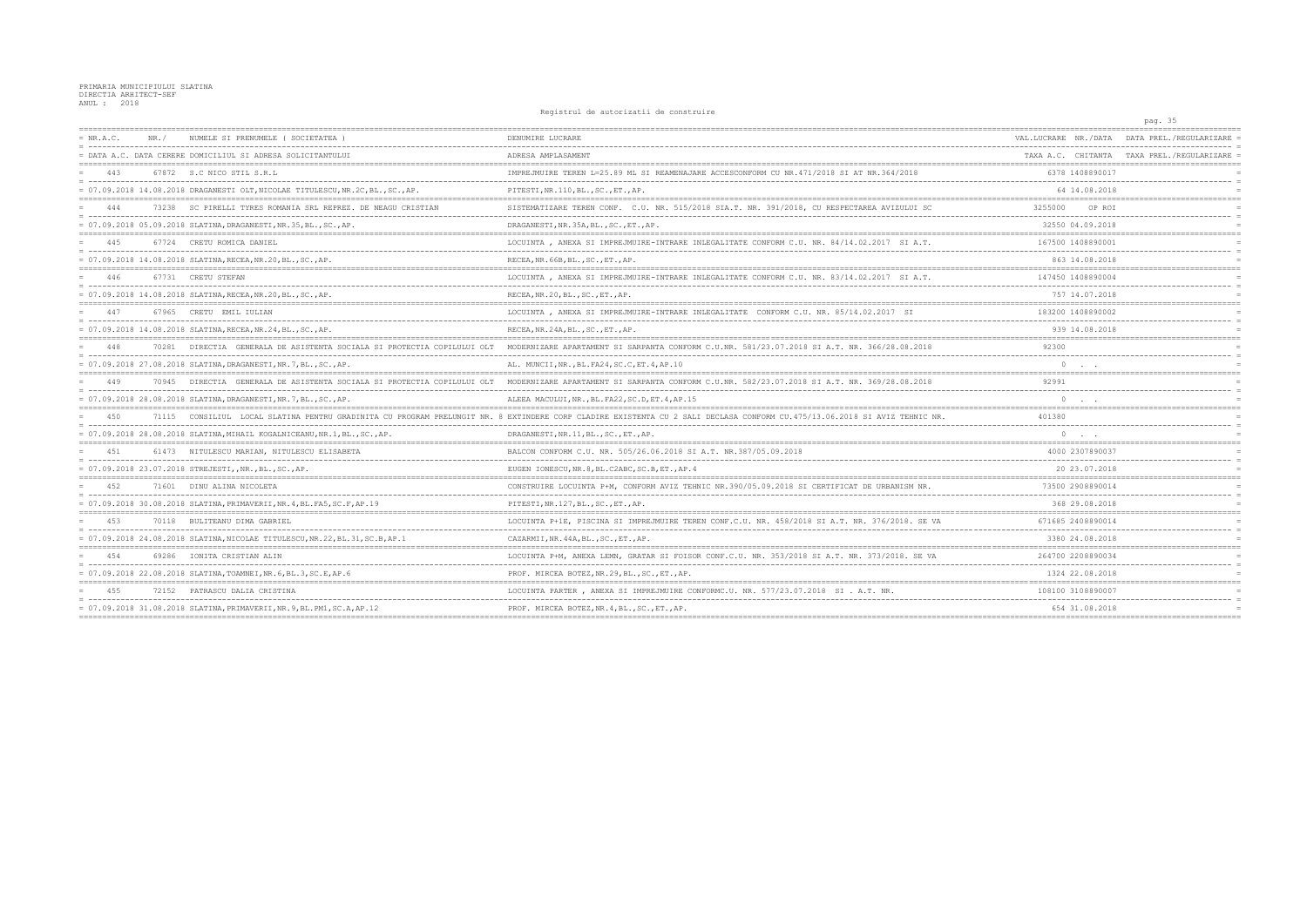PRIMARIA MUNICIPIULUI SLATINA
DIRECTIA ARHITECT-SEF
ANUL : 2018

Registrul de autorizatii de construire

| NR.A.C. / DATA A.C. | NR./ DATA CERERE | NUMELE SI PRENUMELE ( SOCIETATEA ) / DOMICILIUL SI ADRESA SOLICITANTULUI | DENUMIRE LUCRARE / ADRESA AMPLASAMENT | VAL.LUCRARE / TAXA A.C. | NR./DATA CHITANTA | DATA PREL./REGULARIZARE / TAXA PREL./REGULARIZARE |
|---|---|---|---|---|---|---|
| 443 | 67872 | S.C NICO STIL S.R.L | IMPREJMUIRE TEREN L=25.89 ML SI REAMENAJARE ACCESCONFORM CU NR.471/2018 SI AT NR.364/2018 | 6378 | 1408890017 | |
| 07.09.2018 | 14.08.2018 | DRAGANESTI OLT,NICOLAE TITULESCU,NR.2C,BL.,SC.,AP. | PITESTI,NR.110,BL.,SC.,ET.,AP. | 64 | 14.08.2018 | |
| 444 | 73238 | SC PIRELLI TYRES ROMANIA SRL REPREZ. DE NEAGU CRISTIAN | SISTEMATIZARE TEREN CONF. C.U. NR. 515/2018 SIA.T. NR. 391/2018, CU RESPECTAREA AVIZULUI SC | 3255000 | OP ROI | |
| 07.09.2018 | 05.09.2018 | SLATINA,DRAGANESTI,NR.35,BL.,SC.,AP. | DRAGANESTI,NR.35A,BL.,SC.,ET.,AP. | 32550 | 04.09.2018 | |
| 445 | 67724 | CRETU ROMICA DANIEL | LOCUINTA , ANEXA SI IMPREJMUIRE-INTRARE INLEGALITATE CONFORM C.U. NR. 84/14.02.2017 SI A.T. | 167500 | 1408890001 | |
| 07.09.2018 | 14.08.2018 | SLATINA,RECEA,NR.20,BL.,SC.,AP. | RECEA,NR.66B,BL.,SC.,ET.,AP. | 863 | 14.08.2018 | |
| 446 | 67731 | CRETU STEFAN | LOCUINTA , ANEXA SI IMPREJMUIRE-INTRARE INLEGALITATE CONFORM C.U. NR. 83/14.02.2017 SI A.T. | 147450 | 1408890004 | |
| 07.09.2018 | 14.08.2018 | SLATINA,RECEA,NR.20,BL.,SC.,AP. | RECEA,NR.20,BL.,SC.,ET.,AP. | 757 | 14.07.2018 | |
| 447 | 67965 | CRETU EMIL IULIAN | LOCUINTA , ANEXA SI IMPREJMUIRE-INTRARE INLEGALITATE CONFORM C.U. NR. 85/14.02.2017 SI | 183200 | 1408890002 | |
| 07.09.2018 | 14.08.2018 | SLATINA,RECEA,NR.24,BL.,SC.,AP. | RECEA,NR.24A,BL.,SC.,ET.,AP. | 939 | 14.08.2018 | |
| 448 | 70281 | DIRECTIA GENERALA DE ASISTENTA SOCIALA SI PROTECTIA COPILULUI OLT | MODERNIZARE APARTAMENT SI SARPANTA CONFORM C.U.NR. 581/23.07.2018 SI A.T. NR. 366/28.08.2018 | 92300 | | |
| 07.09.2018 | 27.08.2018 | SLATINA,DRAGANESTI,NR.7,BL.,SC.,AP. | AL. MUNCII,NR.,BL.FA24,SC.C,ET.4,AP.10 | 0 | . . | |
| 449 | 70945 | DIRECTIA GENERALA DE ASISTENTA SOCIALA SI PROTECTIA COPILULUI OLT | MODERNIZARE APARTAMENT SI SARPANTA CONFORM C.U.NR. 582/23.07.2018 SI A.T. NR. 369/28.08.2018 | 92991 | | |
| 07.09.2018 | 28.08.2018 | SLATINA,DRAGANESTI,NR.7,BL.,SC.,AP. | ALEEA MACULUI,NR.,BL.FA22,SC.D,ET.4,AP.15 | 0 | . . | |
| 450 | 71115 | CONSILIUL LOCAL SLATINA PENTRU GRADINITA CU PROGRAM PRELUNGIT NR. 8 | EXTINDERE CORP CLADIRE EXISTENTA CU 2 SALI DECLASA CONFORM CU.475/13.06.2018 SI AVIZ TEHNIC NR. | 401380 | | |
| 07.09.2018 | 28.08.2018 | SLATINA,MIHAIL KOGALNICEANU,NR.1,BL.,SC.,AP. | DRAGANESTI,NR.11,BL.,SC.,ET.,AP. | 0 | . . | |
| 451 | 61473 | NITULESCU MARIAN, NITULESCU ELISABETA | BALCON CONFORM C.U. NR. 505/26.06.2018 SI A.T. NR.387/05.09.2018 | 4000 | 2307890037 | |
| 07.09.2018 | 23.07.2018 | STREJESTI,,NR.,BL.,SC.,AP. | EUGEN IONESCU,NR.8,BL.C2ABC,SC.B,ET.,AP.4 | 20 | 23.07.2018 | |
| 452 | 71601 | DINU ALINA NICOLETA | CONSTRUIRE LOCUINTA P+M, CONFORM AVIZ TEHNIC NR.390/05.09.2018 SI CERTIFICAT DE URBANISM NR. | 73500 | 2908890014 | |
| 07.09.2018 | 30.08.2018 | SLATINA,PRIMAVERII,NR.4,BL.FA5,SC.F,AP.19 | PITESTI,NR.127,BL.,SC.,ET.,AP. | 368 | 29.08.2018 | |
| 453 | 70118 | BULITEANU DIMA GABRIEL | LOCUINTA P+1E, PISCINA SI IMPREJMUIRE TEREN CONF.C.U. NR. 458/2018 SI A.T. NR. 376/2018. SE VA | 671685 | 2408890014 | |
| 07.09.2018 | 24.08.2018 | SLATINA,NICOLAE TITULESCU,NR.22,BL.31,SC.B,AP.1 | CAZARMII,NR.44A,BL.,SC.,ET.,AP. | 3380 | 24.08.2018 | |
| 454 | 69286 | IONITA CRISTIAN ALIN | LOCUINTA P+M, ANEXA LEMN, GRATAR SI FOISOR CONF.C.U. NR. 353/2018 SI A.T. NR. 373/2018. SE VA | 264700 | 2208890034 | |
| 07.09.2018 | 22.08.2018 | SLATINA,TOAMNEI,NR.6,BL.3,SC.E,AP.6 | PROF. MIRCEA BOTEZ,NR.29,BL.,SC.,ET.,AP. | 1324 | 22.08.2018 | |
| 455 | 72152 | PATRASCU DALIA CRISTINA | LOCUINTA PARTER , ANEXA SI IMPREJMUIRE CONFORMC.U. NR. 577/23.07.2018 SI . A.T. NR. | 108100 | 3108890007 | |
| 07.09.2018 | 31.08.2018 | SLATINA,PRIMAVERII,NR.9,BL.PM1,SC.A,AP.12 | PROF. MIRCEA BOTEZ,NR.4,BL.,SC.,ET.,AP. | 654 | 31.08.2018 | |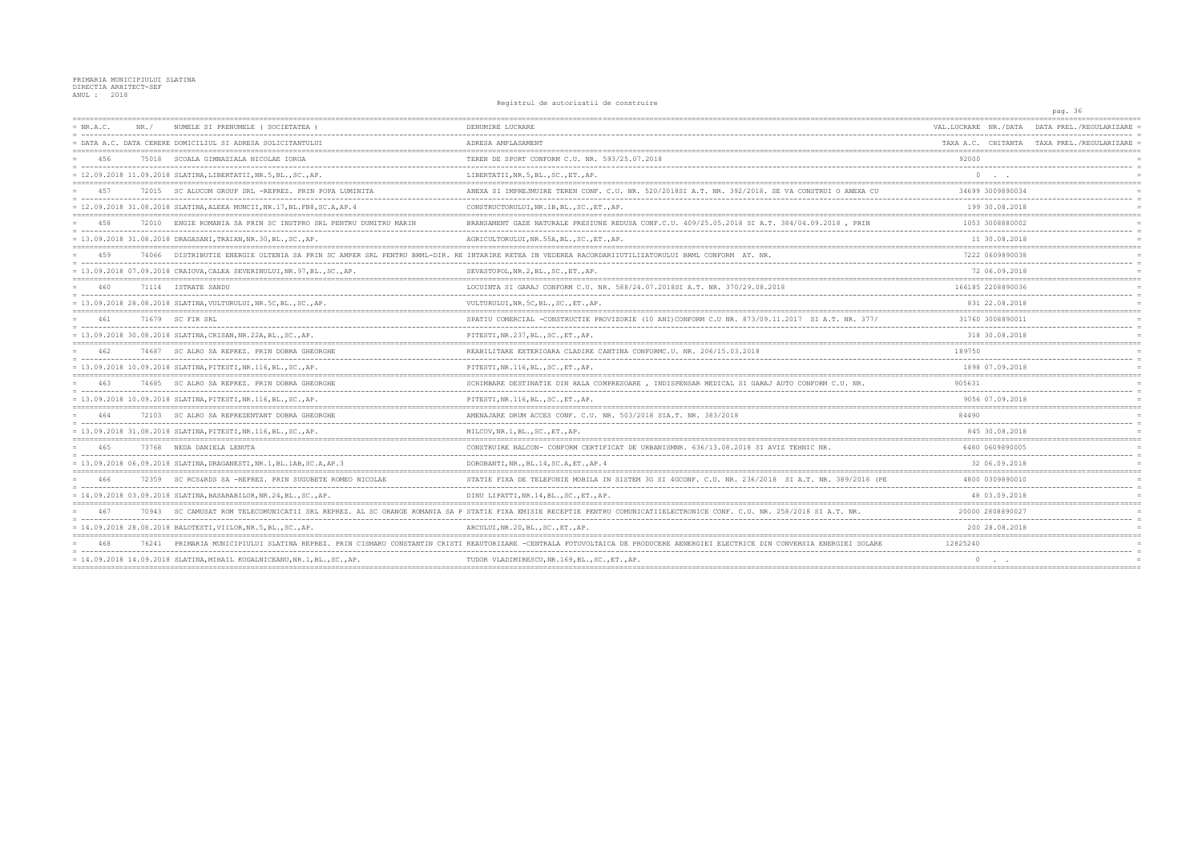PRIMARIA MUNICIPIULUI SLATINA
DIRECTIA ARHITECT-SEF
ANUL : 2018

Registrul de autorizatii de construire

| NR.A.C. / DATA A.C. | NR. / DATA CERERE | NUMELE SI PRENUMELE ( SOCIETATEA ) / DOMICILIUL SI ADRESA SOLICITANTULUI | DENUMIRE LUCRARE / ADRESA AMPLASAMENT | VAL.LUCRARE / TAXA A.C. | NR./DATA CHITANTA | DATA PREL./REGULARIZARE / TAXA PREL./REGULARIZARE |
|---|---|---|---|---|---|---|
| 456 | 75018 | SCOALA GIMNAZIALA NICOLAE IORGA | TEREN DE SPORT CONFORM C.U. NR. 593/25.07.2018 | 92000 | | |
| 12.09.2018 | 11.09.2018 | SLATINA,LIBERTATII,NR.5,BL.,SC.,AP. | LIBERTATII,NR.5,BL.,SC.,ET.,AP. | 0 | . . | |
| 457 | 72015 | SC ALUCOM GROUP SRL -REPREZ. PRIN POPA LUMINITA | ANEXA SI IMPREJMUIRE TEREN CONF. C.U. NR. 520/2018SI A.T. NR. 392/2018. SE VA CONSTRUI O ANEXA CU | 34699 | 3009890034 | |
| 12.09.2018 | 31.08.2018 | SLATINA,ALEEA MUNCII,NR.17,BL.FB8,SC.A,AP.4 | CONSTRUCTORULUI,NR.1B,BL.,SC.,ET.,AP. | 199 | 30.08.2018 | |
| 458 | 72010 | ENGIE ROMANIA SA PRIN SC INSTPRO SRL PENTRU DUMITRU MARIN | BRANSAMENT GAZE NATURALE PRESIUNE REDUSA CONF.C.U. 409/25.05.2018 SI A.T. 384/04.09.2018 , PRIN | 1053 | 3008880002 | |
| 13.09.2018 | 31.08.2018 | DRAGASANI,TRAIAN,NR.30,BL.,SC.,AP. | AGRICULTORULUI,NR.55A,BL.,SC.,ET.,AP. | 11 | 30.08.2018 | |
| 459 | 74066 | DISTRIBUTIE ENERGIE OLTENIA SA PRIN SC AMPER SRL PENTRU BRML-DIR. RE | INTARIRE RETEA IN VEDEREA RACORDARIIUTILIZATORULUI BRML CONFORM AT. NR. | 7222 | 0609890038 | |
| 13.09.2018 | 07.09.2018 | CRAIOVA,CALEA SEVERINULUI,NR.97,BL.,SC.,AP. | SEVASTOPOL,NR.2,BL.,SC.,ET.,AP. | 72 | 06.09.2018 | |
| 460 | 71114 | ISTRATE SANDU | LOCUINTA SI GARAJ CONFORM C.U. NR. 588/24.07.2018SI A.T. NR. 370/29.08.2018 | 166185 | 2208890036 | |
| 13.09.2018 | 28.08.2018 | SLATINA,VULTURULUI,NR.5C,BL.,SC.,AP. | VULTURULUI,NR.5C,BL.,SC.,ET.,AP. | 831 | 22.08.2018 | |
| 461 | 71679 | SC FIR SRL | SPATIU COMERCIAL -CONSTRUCTIE PROVIZORIE (10 ANI)CONFORM C.U NR. 873/09.11.2017 SI A.T. NR. 377/ | 31760 | 3008890011 | |
| 13.09.2018 | 30.08.2018 | SLATINA,CRISAN,NR.22A,BL.,SC.,AP. | PITESTI,NR.237,BL.,SC.,ET.,AP. | 318 | 30.08.2018 | |
| 462 | 74687 | SC ALRO SA REPREZ. PRIN DOBRA GHEORGHE | REABILITARE EXTERIOARA CLADIRE CANTINA CONFORMC.U. NR. 206/15.03.2018 | 189750 | | |
| 13.09.2018 | 10.09.2018 | SLATINA,PITESTI,NR.116,BL.,SC.,AP. | PITESTI,NR.116,BL.,SC.,ET.,AP. | 1898 | 07.09.2018 | |
| 463 | 74685 | SC ALRO SA REPREZ. PRIN DOBRA GHEORGHE | SCHIMBARE DESTINATIE DIN HALA COMPRESOARE , INDISPENSAR MEDICAL SI GARAJ AUTO CONFORM C.U. NR. | 905631 | | |
| 13.09.2018 | 10.09.2018 | SLATINA,PITESTI,NR.116,BL.,SC.,AP. | PITESTI,NR.116,BL.,SC.,ET.,AP. | 9056 | 07.09.2018 | |
| 464 | 72103 | SC ALRO SA REPREZENTANT DOBRA GHEORGHE | AMENAJARE DRUM ACCES CONF. C.U. NR. 503/2018 SIA.T. NR. 383/2018 | 84490 | | |
| 13.09.2018 | 31.08.2018 | SLATINA,PITESTI,NR.116,BL.,SC.,AP. | MILCOV,NR.1,BL.,SC.,ET.,AP. | 845 | 30.08.2018 | |
| 465 | 73768 | NEDA DANIELA LENUTA | CONSTRUIRE BALCON- CONFORM CERTIFICAT DE URBANISMNR. 636/13.08.2018 SI AVIZ TEHNIC NR. | 6480 | 0609890005 | |
| 13.09.2018 | 06.09.2018 | SLATINA,DRAGANESTI,NR.1,BL.1AB,SC.A,AP.3 | DOROBANTI,NR.,BL.14,SC.A,ET.,AP.4 | 32 | 06.09.2018 | |
| 466 | 72359 | SC RCS&RDS SA -REPREZ. PRIN SUGUBETE ROMEO NICOLAE | STATIE FIXA DE TELEFONIE MOBILA IN SISTEM 3G SI 4GCONF. C.U. NR. 236/2018 SI A.T. NR. 389/2018 (PE | 4800 | 0309890010 | |
| 14.09.2018 | 03.09.2018 | SLATINA,BASARABILOR,NR.24,BL.,SC.,AP. | DINU LIPATTI,NR.14,BL.,SC.,ET.,AP. | 48 | 03.09.2018 | |
| 467 | 70943 | SC CAMUSAT ROM TELECOMUNICATII SRL REPREZ. AL SC ORANGE ROMANIA SA P | STATIE FIXA EMISIE RECEPTIE PENTRU COMUNICATIIELECTRONICE CONF. C.U. NR. 258/2018 SI A.T. NR. | 20000 | 2808890027 | |
| 14.09.2018 | 28.08.2018 | BALOTESTI,VIILOR,NR.5,BL.,SC.,AP. | ARCULUI,NR.20,BL.,SC.,ET.,AP. | 200 | 28.08.2018 | |
| 468 | 76241 | PRIMARIA MUNICIPIULUI SLATINA REPREZ. PRIN CISMARU CONSTANTIN CRISTI | REAUTORIZARE -CENTRALA FOTOVOLTAICA DE PRODUCERE AENERGIEI ELECTRICE DIN CONVERSIA ENERGIEI SOLARE | 12825240 | | |
| 14.09.2018 | 14.09.2018 | SLATINA,MIHAIL KOGALNICEANU,NR.1,BL.,SC.,AP. | TUDOR VLADIMIRESCU,NR.169,BL.,SC.,ET.,AP. | 0 | . . | |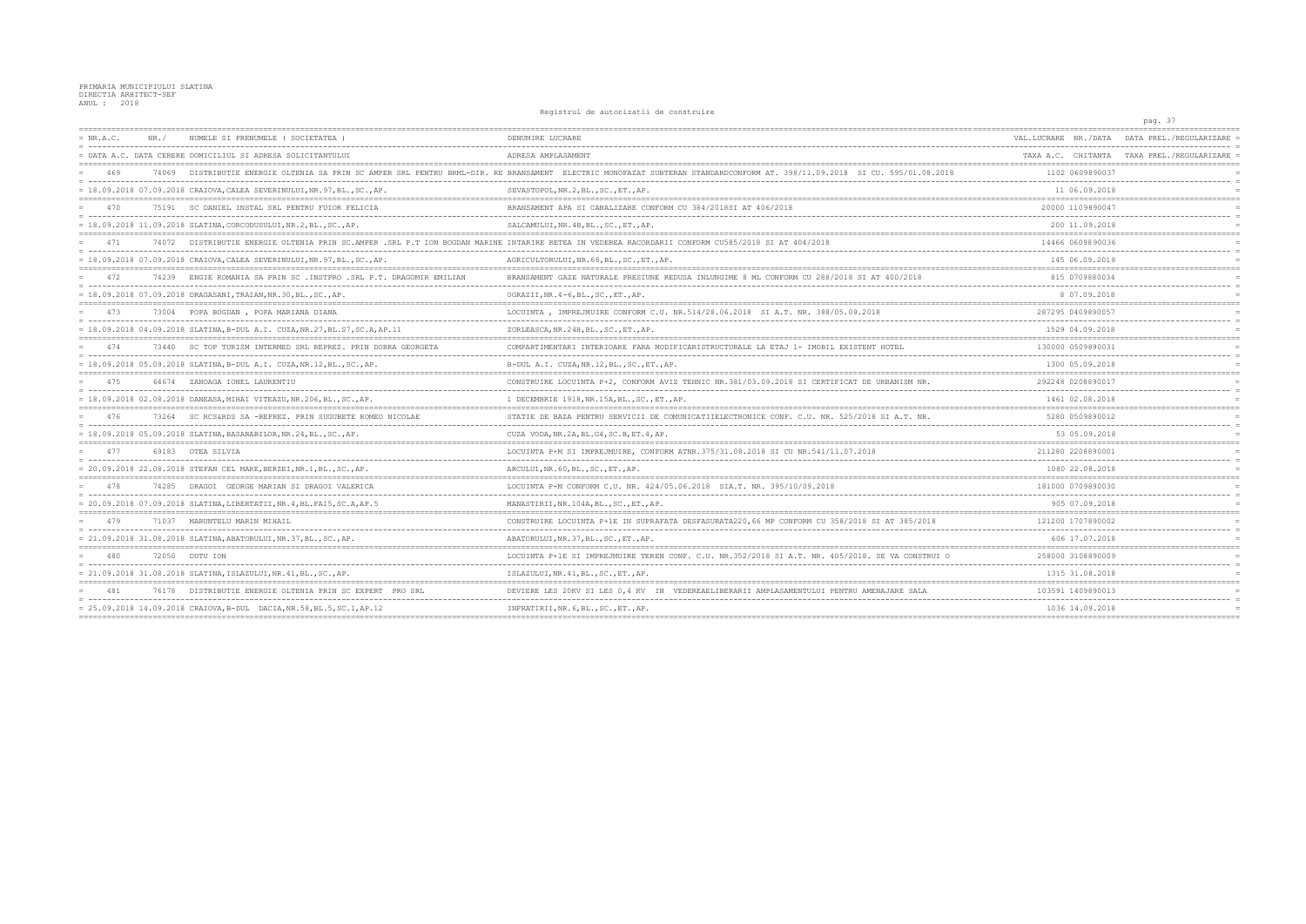PRIMARIA MUNICIPIULUI SLATINA
DIRECTIA ARHITECT-SEF
ANUL : 2018

Registrul de autorizatii de construire

| NR.A.C. / DATA A.C. | NR./ DATA CERERE | NUMELE SI PRENUMELE ( SOCIETATEA ) / DOMICILIUL SI ADRESA SOLICITANTULUI | DENUMIRE LUCRARE / ADRESA AMPLASAMENT | VAL.LUCRARE / TAXA A.C. | NR./DATA CHITANTA | DATA PREL./REGULARIZARE / TAXA PREL./REGULARIZARE |
|---|---|---|---|---|---|---|
| 469 | 74069 | DISTRIBUTIE ENERGIE OLTENIA SA PRIN SC AMPER SRL PENTRU BRML-DIR. RE | BRANSAMENT ELECTRIC MONOFAZAT SUBTERAN STANDARDCONFORM AT. 398/11.09.2018 SI CU. 595/01.08.2018 | 1102 | 0609890037 | |
| 18.09.2018 | 07.09.2018 | CRAIOVA,CALEA SEVERINULUI,NR.97,BL.,SC.,AP. | SEVASTOPOL,NR.2,BL.,SC.,ET.,AP. | 11 | 06.09.2018 | |
| 470 | 75191 | SC DANIEL INSTAL SRL PENTRU FUIOR FELICIA | BRANSAMENT APA SI CANALIZARE CONFORM CU 384/2018SI AT 406/2018 | 20000 | 1109890047 | |
| 18.09.2018 | 11.09.2018 | SLATINA,CORCODUSULUI,NR.2,BL.,SC.,AP. | SALCAMULUI,NR.4B,BL.,SC.,ET.,AP. | 200 | 11.09.2018 | |
| 471 | 74072 | DISTRIBUTIE ENERGIE OLTENIA PRIN SC.AMPER .SRL P.T ION BOGDAN MARINE | INTARIRE RETEA IN VEDEREA RACORDARII CONFORM CU585/2018 SI AT 404/2018 | 14466 | 0609890036 | |
| 18.09.2018 | 07.09.2018 | CRAIOVA,CALEA SEVERINULUI,NR.97,BL.,SC.,AP. | AGRICULTORULUI,NR.68,BL.,SC.,ET.,AP. | 145 | 06.09.2018 | |
| 472 | 74239 | ENGIE ROMANIA SA PRIN SC .INSTPRO .SRL F.T. DRAGOMIR EMILIAN | BRANSAMENT GAZE NATURALE PRESIUNE REDUSA INLUNGIME 8 ML CONFORM CU 288/2018 SI AT 400/2018 | 815 | 0709880034 | |
| 18.09.2018 | 07.09.2018 | DRAGASANI,TRAIAN,NR.30,BL.,SC.,AP. | OGRAZII,NR.4-6,BL.,SC.,ET.,AP. | 8 | 07.09.2018 | |
| 473 | 73004 | POPA BOGDAN , POPA MARIANA DIANA | LOCUINTA , IMPREJMUIRE CONFORM C.U. NR.514/28.06.2018 SI A.T. NR. 388/05.09.2018 | 287295 | 0409890057 | |
| 18.09.2018 | 04.09.2018 | SLATINA,B-DUL A.I. CUZA,NR.27,BL.S7,SC.A,AP.11 | ZORLEASCA,NR.24H,BL.,SC.,ET.,AP. | 1529 | 04.09.2018 | |
| 474 | 73440 | SC TOP TURISM INTERMED SRL REPREZ. PRIN DOBRA GEORGETA | COMPARTIMENTARI INTERIOARE FARA MODIFICARISTRUCTURALE LA ETAJ 1- IMOBIL EXISTENT HOTEL | 130000 | 0509890031 | |
| 18.09.2018 | 05.09.2018 | SLATINA,B-DUL A.I. CUZA,NR.12,BL.,SC.,AP. | B-DUL A.I. CUZA,NR.12,BL.,SC.,ET.,AP. | 1300 | 05.09.2018 | |
| 475 | 64674 | ZANOAGA IONEL LAURENTIU | CONSTRUIRE LOCUINTA P+2, CONFORM AVIZ TEHNIC NR.381/03.09.2018 SI CERTIFICAT DE URBANISM NR. | 292248 | 0208890017 | |
| 18.09.2018 | 02.08.2018 | DANEASA,MIHAI VITEAZU,NR.206,BL.,SC.,AP. | 1 DECEMBRIE 1918,NR.15A,BL.,SC.,ET.,AP. | 1461 | 02.08.2018 | |
| 476 | 73264 | SC RCS&RDS SA -REPREZ. PRIN SUGUBETE ROMEO NICOLAE | STATIE DE BAZA PENTRU SERVICII DE COMUNICATIIELECTRONICE CONF. C.U. NR. 525/2018 SI A.T. NR. | 5280 | 0509890012 | |
| 18.09.2018 | 05.09.2018 | SLATINA,BASARABILOR,NR.24,BL.,SC.,AP. | CUZA VODA,NR.2A,BL.G4,SC.B,ET.4,AP. | 53 | 05.09.2018 | |
| 477 | 69183 | OTEA SILVIA | LOCUINTA P+M SI IMPREJMUIRE, CONFORM ATNR.375/31.08.2018 SI CU NR.541/11.07.2018 | 211280 | 2208890001 | |
| 20.09.2018 | 22.08.2018 | STEFAN CEL MARE,BERZEI,NR.1,BL.,SC.,AP. | ARCULUI,NR.60,BL.,SC.,ET.,AP. | 1080 | 22.08.2018 | |
| 478 | 74285 | DRAGOI GEORGE MARIAN SI DRAGOI VALERICA | LOCUINTA P+M CONFORM C.U. NR. 424/05.06.2018 SIA.T. NR. 395/10/09.2018 | 181000 | 0709890030 | |
| 20.09.2018 | 07.09.2018 | SLATINA,LIBERTATII,NR.4,BL.FA15,SC.A,AP.5 | MANASTIRII,NR.104A,BL.,SC.,ET.,AP. | 905 | 07.09.2018 | |
| 479 | 71037 | MARUNTELU MARIN MIHAIL | CONSTRUIRE LOCUINTA P+1E IN SUPRAFATA DESFASURATA220,66 MP CONFORM CU 358/2018 SI AT 385/2018 | 121200 | 1707890002 | |
| 21.09.2018 | 31.08.2018 | SLATINA,ABATORULUI,NR.37,BL.,SC.,AP. | ABATORULUI,NR.37,BL.,SC.,ET.,AP. | 606 | 17.07.2018 | |
| 480 | 72050 | DUTU ION | LOCUINTA P+1E SI IMPREJMUIRE TEREN CONF. C.U. NR.352/2018 SI A.T. NR. 405/2018. SE VA CONSTRUI O | 258000 | 3108890009 | |
| 21.09.2018 | 31.08.2018 | SLATINA,ISLAZULUI,NR.41,BL.,SC.,AP. | ISLAZULUI,NR.41,BL.,SC.,ET.,AP. | 1315 | 31.08.2018 | |
| 481 | 76178 | DISTRIBUTIE ENERGIE OLTENIA PRIN SC EXPERT PRO SRL | DEVIERE LES 20KV SI LES 0,4 KV IN VEDEREAELIBERARII AMPLASAMENTULUI PENTRU AMENAJARE SALA | 103591 | 1409890013 | |
| 25.09.2018 | 14.09.2018 | CRAIOVA,B-DUL DACIA,NR.58,BL.5,SC.1,AP.12 | INFRATIRII,NR.6,BL.,SC.,ET.,AP. | 1036 | 14.09.2018 | |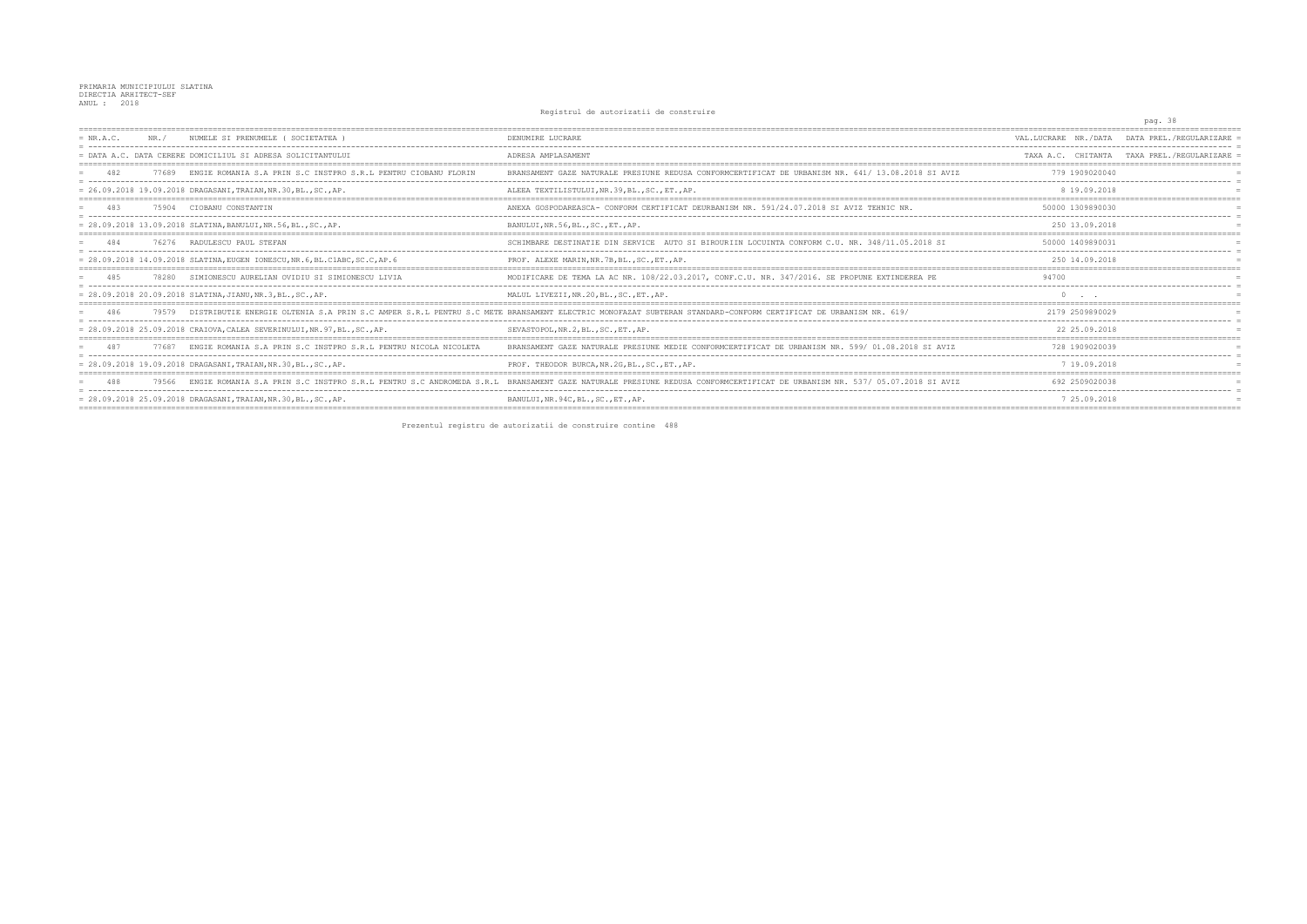PRIMARIA MUNICIPIULUI SLATINA
DIRECTIA ARHITECT-SEF
ANUL : 2018

Registrul de autorizatii de construire

| NR.A.C. / DATA A.C. | NR./ DATA CERERE | NUMELE SI PRENUMELE ( SOCIETATEA ) / DOMICILIUL SI ADRESA SOLICITANTULUI | DENUMIRE LUCRARE / ADRESA AMPLASAMENT | VAL.LUCRARE / TAXA A.C. | NR./DATA CHITANTA | DATA PREL./REGULARIZARE / TAXA PREL./REGULARIZARE |
|---|---|---|---|---|---|---|
| 482 | 77689 | ENGIE ROMANIA S.A PRIN S.C INSTPRO S.R.L PENTRU CIOBANU FLORIN | BRANSAMENT GAZE NATURALE PRESIUNE REDUSA CONFORMCERTIFICAT DE URBANISM NR. 641/ 13.08.2018 SI AVIZ | 779 | 1909020040 | |
| 26.09.2018 | 19.09.2018 | DRAGASANI,TRAIAN,NR.30,BL.,SC.,AP. | ALEEA TEXTILISTULUI,NR.39,BL.,SC.,ET.,AP. | 8 | 19.09.2018 | |
| 483 | 75904 | CIOBANU CONSTANTIN | ANEXA GOSPODAREASCA- CONFORM CERTIFICAT DEURBANISM NR. 591/24.07.2018 SI AVIZ TEHNIC NR. | 50000 | 1309890030 | |
| 28.09.2018 | 13.09.2018 | SLATINA,BANULUI,NR.56,BL.,SC.,AP. | BANULUI,NR.56,BL.,SC.,ET.,AP. | 250 | 13.09.2018 | |
| 484 | 76276 | RADULESCU PAUL STEFAN | SCHIMBARE DESTINATIE DIN SERVICE AUTO SI BIROURIIN LOCUINTA CONFORM C.U. NR. 348/11.05.2018 SI | 50000 | 1409890031 | |
| 28.09.2018 | 14.09.2018 | SLATINA,EUGEN IONESCU,NR.6,BL.C1ABC,SC.C,AP.6 | PROF. ALEXE MARIN,NR.7B,BL.,SC.,ET.,AP. | 250 | 14.09.2018 | |
| 485 | 78280 | SIMIONESCU AURELIAN OVIDIU SI SIMIONESCU LIVIA | MODIFICARE DE TEMA LA AC NR. 108/22.03.2017, CONF.C.U. NR. 347/2016. SE PROPUNE EXTINDEREA PE | 94700 | | |
| 28.09.2018 | 20.09.2018 | SLATINA,JIANU,NR.3,BL.,SC.,AP. | MALUL LIVEZII,NR.20,BL.,SC.,ET.,AP. | 0 | . . | |
| 486 | 79579 | DISTRIBUTIE ENERGIE OLTENIA S.A PRIN S.C AMPER S.R.L PENTRU S.C METE | BRANSAMENT ELECTRIC MONOFAZAT SUBTERAN STANDARD-CONFORM CERTIFICAT DE URBANISM NR. 619/ | 2179 | 2509890029 | |
| 28.09.2018 | 25.09.2018 | CRAIOVA,CALEA SEVERINULUI,NR.97,BL.,SC.,AP. | SEVASTOPOL,NR.2,BL.,SC.,ET.,AP. | 22 | 25.09.2018 | |
| 487 | 77687 | ENGIE ROMANIA S.A PRIN S.C INSTPRO S.R.L PENTRU NICOLA NICOLETA | BRANSAMENT GAZE NATURALE PRESIUNE MEDIE CONFORMCERTIFICAT DE URBANISM NR. 599/ 01.08.2018 SI AVIZ | 728 | 1909020039 | |
| 28.09.2018 | 19.09.2018 | DRAGASANI,TRAIAN,NR.30,BL.,SC.,AP. | PROF. THEODOR BURCA,NR.2G,BL.,SC.,ET.,AP. | 7 | 19.09.2018 | |
| 488 | 79566 | ENGIE ROMANIA S.A PRIN S.C INSTPRO S.R.L PENTRU S.C ANDROMEDA S.R.L | BRANSAMENT GAZE NATURALE PRESIUNE REDUSA CONFORMCERTIFICAT DE URBANISM NR. 537/ 05.07.2018 SI AVIZ | 692 | 2509020038 | |
| 28.09.2018 | 25.09.2018 | DRAGASANI,TRAIAN,NR.30,BL.,SC.,AP. | BANULUI,NR.94C,BL.,SC.,ET.,AP. | 7 | 25.09.2018 | |

Prezentul registru de autorizatii de construire contine 488